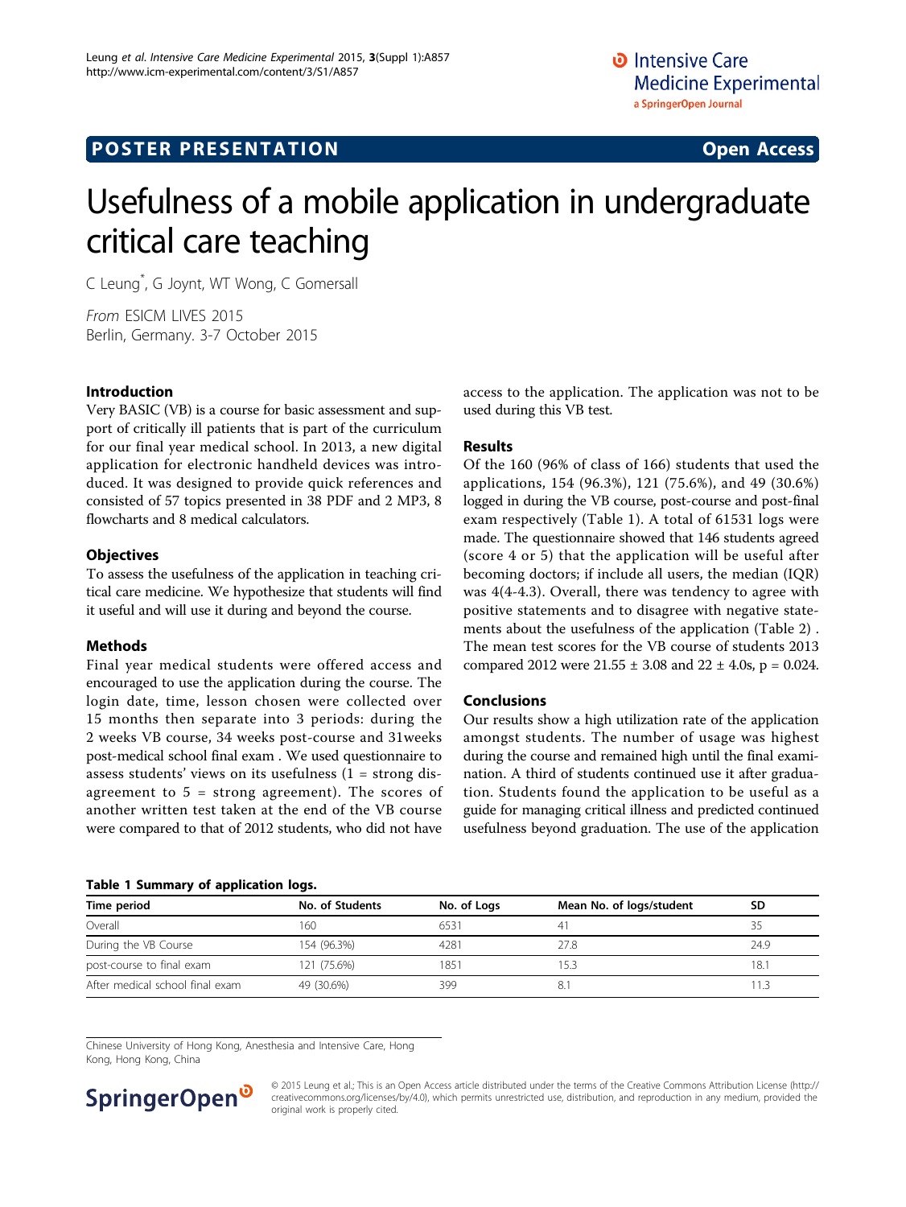POSTER PRESENTATION — Open Access

# Usefulness of a mobile application in undergraduate critical care teaching

C Leung*, G Joynt, WT Wong, C Gomersall

*From* ESICM LIVES 2015
Berlin, Germany. 3-7 October 2015

## Introduction

Very BASIC (VB) is a course for basic assessment and support of critically ill patients that is part of the curriculum for our final year medical school. In 2013, a new digital application for electronic handheld devices was introduced. It was designed to provide quick references and consisted of 57 topics presented in 38 PDF and 2 MP3, 8 flowcharts and 8 medical calculators.

## Objectives

To assess the usefulness of the application in teaching critical care medicine. We hypothesize that students will find it useful and will use it during and beyond the course.

## Methods

Final year medical students were offered access and encouraged to use the application during the course. The login date, time, lesson chosen were collected over 15 months then separate into 3 periods: during the 2 weeks VB course, 34 weeks post-course and 31weeks post-medical school final exam . We used questionnaire to assess students' views on its usefulness (1 = strong disagreement to 5 = strong agreement). The scores of another written test taken at the end of the VB course were compared to that of 2012 students, who did not have access to the application. The application was not to be used during this VB test.

## Results

Of the 160 (96% of class of 166) students that used the applications, 154 (96.3%), 121 (75.6%), and 49 (30.6%) logged in during the VB course, post-course and post-final exam respectively (Table 1). A total of 61531 logs were made. The questionnaire showed that 146 students agreed (score 4 or 5) that the application will be useful after becoming doctors; if include all users, the median (IQR) was 4(4-4.3). Overall, there was tendency to agree with positive statements and to disagree with negative statements about the usefulness of the application (Table 2) . The mean test scores for the VB course of students 2013 compared 2012 were 21.55 ± 3.08 and 22 ± 4.0s, p = 0.024.

## Conclusions

Our results show a high utilization rate of the application amongst students. The number of usage was highest during the course and remained high until the final examination. A third of students continued use it after graduation. Students found the application to be useful as a guide for managing critical illness and predicted continued usefulness beyond graduation. The use of the application

**Table 1 Summary of application logs.**

| Time period | No. of Students | No. of Logs | Mean No. of logs/student | SD |
|---|---|---|---|---|
| Overall | 160 | 6531 | 41 | 35 |
| During the VB Course | 154 (96.3%) | 4281 | 27.8 | 24.9 |
| post-course to final exam | 121 (75.6%) | 1851 | 15.3 | 18.1 |
| After medical school final exam | 49 (30.6%) | 399 | 8.1 | 11.3 |

Chinese University of Hong Kong, Anesthesia and Intensive Care, Hong Kong, Hong Kong, China

© 2015 Leung et al.; This is an Open Access article distributed under the terms of the Creative Commons Attribution License (http://creativecommons.org/licenses/by/4.0), which permits unrestricted use, distribution, and reproduction in any medium, provided the original work is properly cited.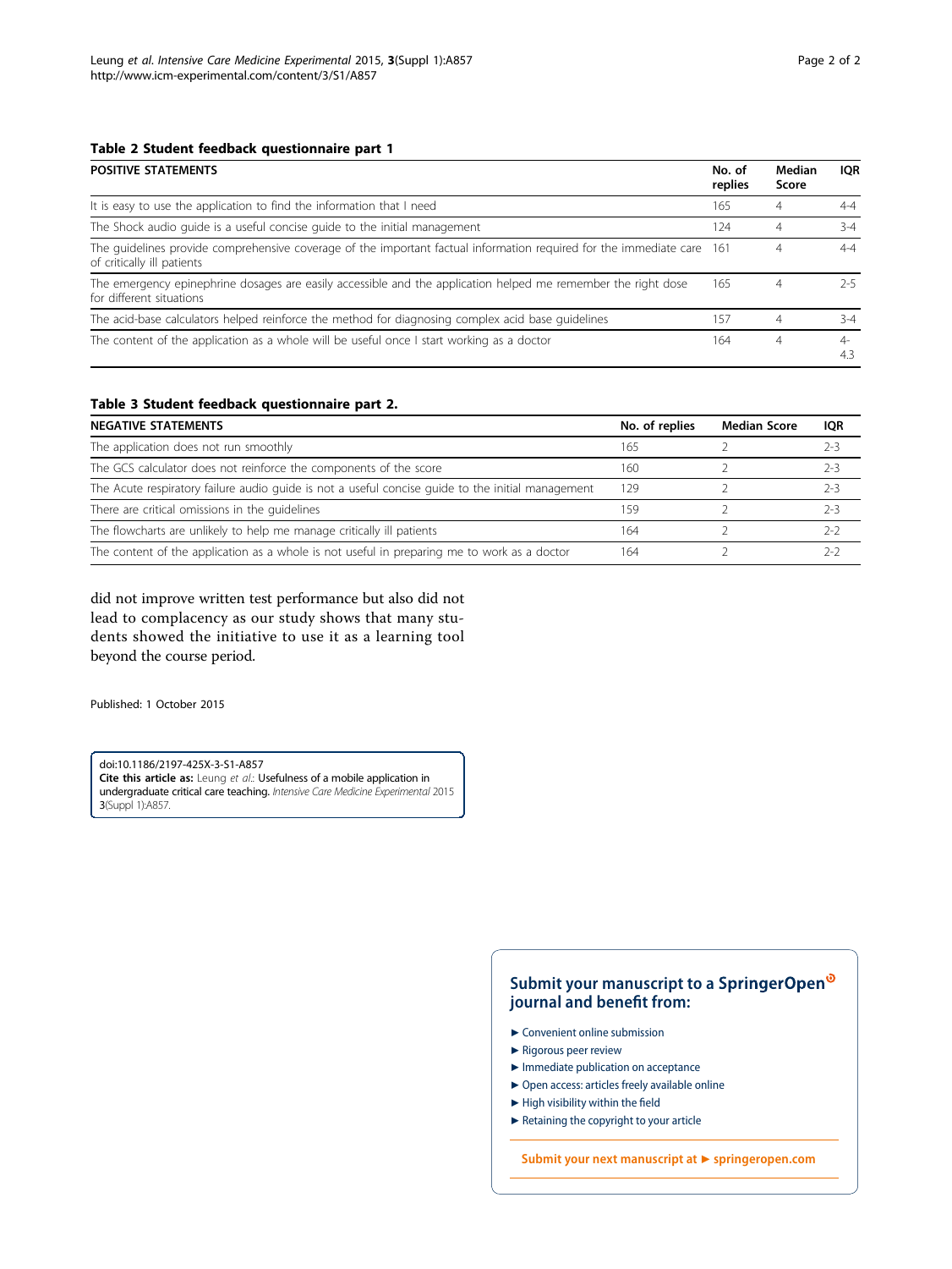**Table 2 Student feedback questionnaire part 1**

| POSITIVE STATEMENTS | No. of replies | Median Score | IQR |
|---|---|---|---|
| It is easy to use the application to find the information that I need | 165 | 4 | 4-4 |
| The Shock audio guide is a useful concise guide to the initial management | 124 | 4 | 3-4 |
| The guidelines provide comprehensive coverage of the important factual information required for the immediate care of critically ill patients | 161 | 4 | 4-4 |
| The emergency epinephrine dosages are easily accessible and the application helped me remember the right dose for different situations | 165 | 4 | 2-5 |
| The acid-base calculators helped reinforce the method for diagnosing complex acid base guidelines | 157 | 4 | 3-4 |
| The content of the application as a whole will be useful once I start working as a doctor | 164 | 4 | 4-4.3 |

**Table 3 Student feedback questionnaire part 2.**

| NEGATIVE STATEMENTS | No. of replies | Median Score | IQR |
|---|---|---|---|
| The application does not run smoothly | 165 | 2 | 2-3 |
| The GCS calculator does not reinforce the components of the score | 160 | 2 | 2-3 |
| The Acute respiratory failure audio guide is not a useful concise guide to the initial management | 129 | 2 | 2-3 |
| There are critical omissions in the guidelines | 159 | 2 | 2-3 |
| The flowcharts are unlikely to help me manage critically ill patients | 164 | 2 | 2-2 |
| The content of the application as a whole is not useful in preparing me to work as a doctor | 164 | 2 | 2-2 |

did not improve written test performance but also did not lead to complacency as our study shows that many students showed the initiative to use it as a learning tool beyond the course period.

Published: 1 October 2015

doi:10.1186/2197-425X-3-S1-A857
**Cite this article as:** Leung *et al.*: **Usefulness of a mobile application in undergraduate critical care teaching.** *Intensive Care Medicine Experimental* 2015 **3**(Suppl 1):A857.

**Submit your manuscript to a SpringerOpen journal and benefit from:**

- ► Convenient online submission
- ► Rigorous peer review
- ► Immediate publication on acceptance
- ► Open access: articles freely available online
- ► High visibility within the field
- ► Retaining the copyright to your article

**Submit your next manuscript at ► springeropen.com**